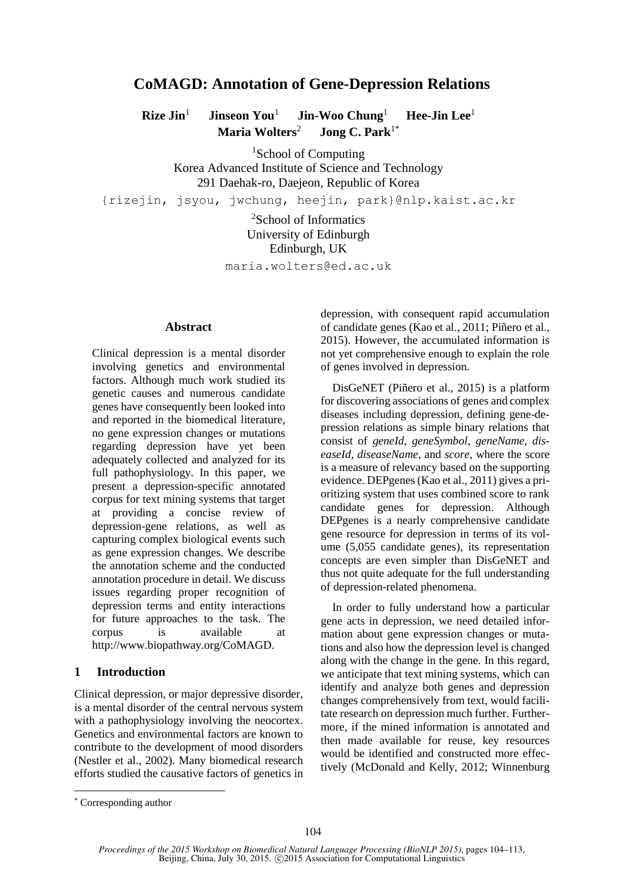# CoMAGD: Annotation of Gene-Depression Relations

**Rize Jin**[1] **Jinseon You**[1] **Jin-Woo Chung**[1] **Hee-Jin Lee**[1]
**Maria Wolters**[2] **Jong C. Park**[1*]

[1]School of Computing
Korea Advanced Institute of Science and Technology
291 Daehak-ro, Daejeon, Republic of Korea
{rizejin, jsyou, jwchung, heejin, park}@nlp.kaist.ac.kr

[2]School of Informatics
University of Edinburgh
Edinburgh, UK
maria.wolters@ed.ac.uk

## Abstract

Clinical depression is a mental disorder involving genetics and environmental factors. Although much work studied its genetic causes and numerous candidate genes have consequently been looked into and reported in the biomedical literature, no gene expression changes or mutations regarding depression have yet been adequately collected and analyzed for its full pathophysiology. In this paper, we present a depression-specific annotated corpus for text mining systems that target at providing a concise review of depression-gene relations, as well as capturing complex biological events such as gene expression changes. We describe the annotation scheme and the conducted annotation procedure in detail. We discuss issues regarding proper recognition of depression terms and entity interactions for future approaches to the task. The corpus is available at http://www.biopathway.org/CoMAGD.

## 1 Introduction

Clinical depression, or major depressive disorder, is a mental disorder of the central nervous system with a pathophysiology involving the neocortex. Genetics and environmental factors are known to contribute to the development of mood disorders (Nestler et al., 2002). Many biomedical research efforts studied the causative factors of genetics in depression, with consequent rapid accumulation of candidate genes (Kao et al., 2011; Piñero et al., 2015). However, the accumulated information is not yet comprehensive enough to explain the role of genes involved in depression.

DisGeNET (Piñero et al., 2015) is a platform for discovering associations of genes and complex diseases including depression, defining gene-depression relations as simple binary relations that consist of *geneId*, *geneSymbol*, *geneName*, *diseaseId*, *diseaseName*, and *score*, where the score is a measure of relevancy based on the supporting evidence. DEPgenes (Kao et al., 2011) gives a prioritizing system that uses combined score to rank candidate genes for depression. Although DEPgenes is a nearly comprehensive candidate gene resource for depression in terms of its volume (5,055 candidate genes), its representation concepts are even simpler than DisGeNET and thus not quite adequate for the full understanding of depression-related phenomena.

In order to fully understand how a particular gene acts in depression, we need detailed information about gene expression changes or mutations and also how the depression level is changed along with the change in the gene. In this regard, we anticipate that text mining systems, which can identify and analyze both genes and depression changes comprehensively from text, would facilitate research on depression much further. Furthermore, if the mined information is annotated and then made available for reuse, key resources would be identified and constructed more effectively (McDonald and Kelly, 2012; Winnenburg

[*] Corresponding author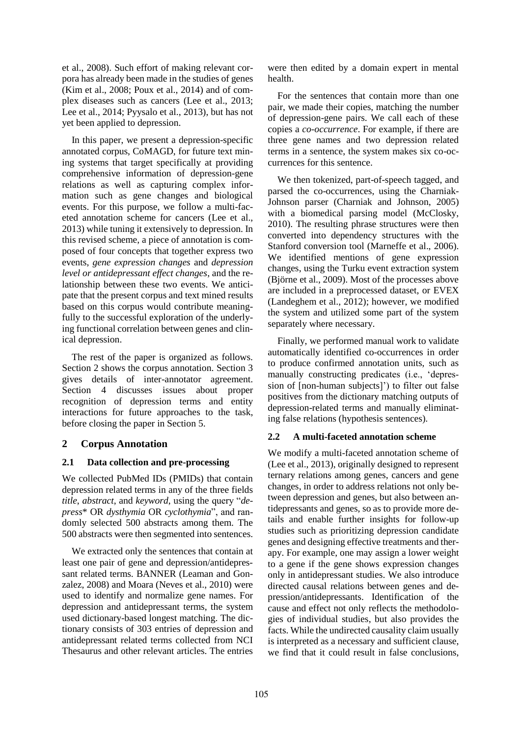et al., 2008). Such effort of making relevant corpora has already been made in the studies of genes (Kim et al., 2008; Poux et al., 2014) and of complex diseases such as cancers (Lee et al., 2013; Lee et al., 2014; Pyysalo et al., 2013), but has not yet been applied to depression.

In this paper, we present a depression-specific annotated corpus, CoMAGD, for future text mining systems that target specifically at providing comprehensive information of depression-gene relations as well as capturing complex information such as gene changes and biological events. For this purpose, we follow a multi-faceted annotation scheme for cancers (Lee et al., 2013) while tuning it extensively to depression. In this revised scheme, a piece of annotation is composed of four concepts that together express two events, *gene expression changes* and *depression level or antidepressant effect changes*, and the relationship between these two events. We anticipate that the present corpus and text mined results based on this corpus would contribute meaningfully to the successful exploration of the underlying functional correlation between genes and clinical depression.

The rest of the paper is organized as follows. Section 2 shows the corpus annotation. Section 3 gives details of inter-annotator agreement. Section 4 discusses issues about proper recognition of depression terms and entity interactions for future approaches to the task, before closing the paper in Section 5.

## 2 Corpus Annotation

### 2.1 Data collection and pre-processing

We collected PubMed IDs (PMIDs) that contain depression related terms in any of the three fields *title*, *abstract*, and *keyword*, using the query "*depress** OR *dysthymia* OR *cyclothymia*", and randomly selected 500 abstracts among them. The 500 abstracts were then segmented into sentences.

We extracted only the sentences that contain at least one pair of gene and depression/antidepressant related terms. BANNER (Leaman and Gonzalez, 2008) and Moara (Neves et al., 2010) were used to identify and normalize gene names. For depression and antidepressant terms, the system used dictionary-based longest matching. The dictionary consists of 303 entries of depression and antidepressant related terms collected from NCI Thesaurus and other relevant articles. The entries were then edited by a domain expert in mental health.

For the sentences that contain more than one pair, we made their copies, matching the number of depression-gene pairs. We call each of these copies a *co-occurrence*. For example, if there are three gene names and two depression related terms in a sentence, the system makes six co-occurrences for this sentence.

We then tokenized, part-of-speech tagged, and parsed the co-occurrences, using the Charniak-Johnson parser (Charniak and Johnson, 2005) with a biomedical parsing model (McClosky, 2010). The resulting phrase structures were then converted into dependency structures with the Stanford conversion tool (Marneffe et al., 2006). We identified mentions of gene expression changes, using the Turku event extraction system (Björne et al., 2009). Most of the processes above are included in a preprocessed dataset, or EVEX (Landeghem et al., 2012); however, we modified the system and utilized some part of the system separately where necessary.

Finally, we performed manual work to validate automatically identified co-occurrences in order to produce confirmed annotation units, such as manually constructing predicates (i.e., 'depression of [non-human subjects]') to filter out false positives from the dictionary matching outputs of depression-related terms and manually eliminating false relations (hypothesis sentences).

### 2.2 A multi-faceted annotation scheme

We modify a multi-faceted annotation scheme of (Lee et al., 2013), originally designed to represent ternary relations among genes, cancers and gene changes, in order to address relations not only between depression and genes, but also between antidepressants and genes, so as to provide more details and enable further insights for follow-up studies such as prioritizing depression candidate genes and designing effective treatments and therapy. For example, one may assign a lower weight to a gene if the gene shows expression changes only in antidepressant studies. We also introduce directed causal relations between genes and depression/antidepressants. Identification of the cause and effect not only reflects the methodologies of individual studies, but also provides the facts. While the undirected causality claim usually is interpreted as a necessary and sufficient clause, we find that it could result in false conclusions,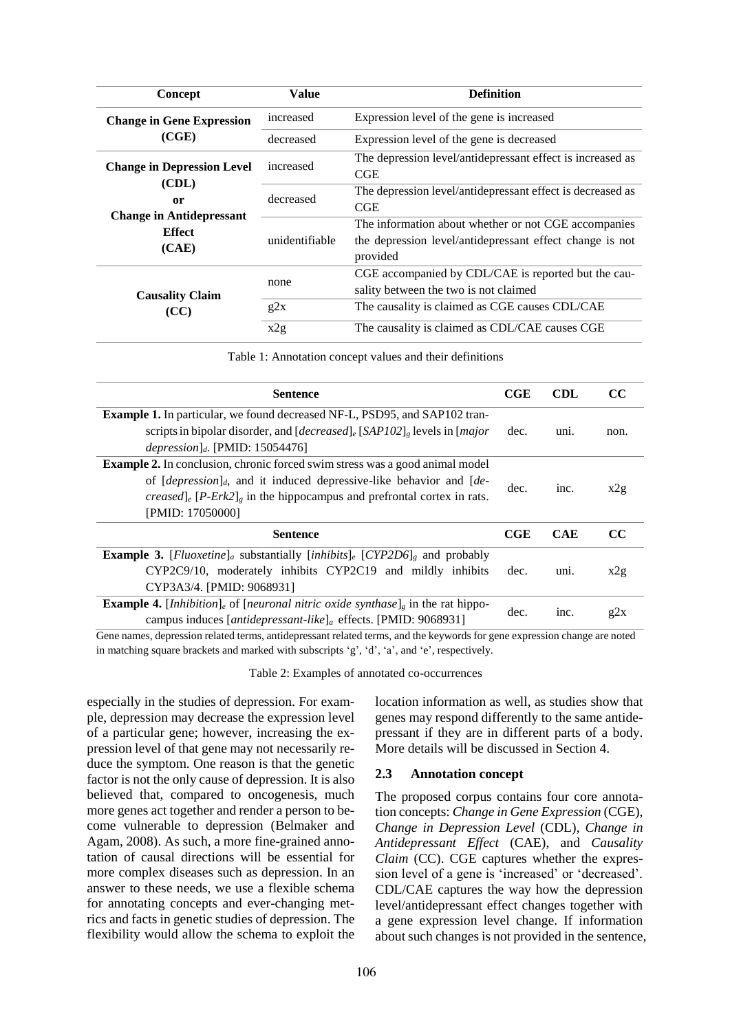| Concept | Value | Definition |
|---|---|---|
| **Change in Gene Expression (CGE)** | increased | Expression level of the gene is increased |
| | decreased | Expression level of the gene is decreased |
| **Change in Depression Level (CDL) or Change in Antidepressant Effect (CAE)** | increased | The depression level/antidepressant effect is increased as CGE |
| | decreased | The depression level/antidepressant effect is decreased as CGE |
| | unidentifiable | The information about whether or not CGE accompanies the depression level/antidepressant effect change is not provided |
| **Causality Claim (CC)** | none | CGE accompanied by CDL/CAE is reported but the causality between the two is not claimed |
| | g2x | The causality is claimed as CGE causes CDL/CAE |
| | x2g | The causality is claimed as CDL/CAE causes CGE |

Table 1: Annotation concept values and their definitions

| Sentence | CGE | CDL | CC |
|---|---|---|---|
| **Example 1.** In particular, we found decreased NF-L, PSD95, and SAP102 transcripts in bipolar disorder, and [*decreased*]$_e$ [*SAP102*]$_g$ levels in [*major depression*]$_d$. [PMID: 15054476] | dec. | uni. | non. |
| **Example 2.** In conclusion, chronic forced swim stress was a good animal model of [*depression*]$_d$, and it induced depressive-like behavior and [*decreased*]$_e$ [*P-Erk2*]$_g$ in the hippocampus and prefrontal cortex in rats. [PMID: 17050000] | dec. | inc. | x2g |
| **Sentence** | **CGE** | **CAE** | **CC** |
| **Example 3.** [*Fluoxetine*]$_a$ substantially [*inhibits*]$_e$ [*CYP2D6*]$_g$ and probably CYP2C9/10, moderately inhibits CYP2C19 and mildly inhibits CYP3A3/4. [PMID: 9068931] | dec. | uni. | x2g |
| **Example 4.** [*Inhibition*]$_e$ of [*neuronal nitric oxide synthase*]$_g$ in the rat hippocampus induces [*antidepressant-like*]$_a$ effects. [PMID: 9068931] | dec. | inc. | g2x |

Gene names, depression related terms, antidepressant related terms, and the keywords for gene expression change are noted in matching square brackets and marked with subscripts 'g', 'd', 'a', and 'e', respectively.

Table 2: Examples of annotated co-occurrences

especially in the studies of depression. For example, depression may decrease the expression level of a particular gene; however, increasing the expression level of that gene may not necessarily reduce the symptom. One reason is that the genetic factor is not the only cause of depression. It is also believed that, compared to oncogenesis, much more genes act together and render a person to become vulnerable to depression (Belmaker and Agam, 2008). As such, a more fine-grained annotation of causal directions will be essential for more complex diseases such as depression. In an answer to these needs, we use a flexible schema for annotating concepts and ever-changing metrics and facts in genetic studies of depression. The flexibility would allow the schema to exploit the location information as well, as studies show that genes may respond differently to the same antidepressant if they are in different parts of a body. More details will be discussed in Section 4.

### 2.3 Annotation concept

The proposed corpus contains four core annotation concepts: *Change in Gene Expression* (CGE), *Change in Depression Level* (CDL), *Change in Antidepressant Effect* (CAE), and *Causality Claim* (CC). CGE captures whether the expression level of a gene is 'increased' or 'decreased'. CDL/CAE captures the way how the depression level/antidepressant effect changes together with a gene expression level change. If information about such changes is not provided in the sentence,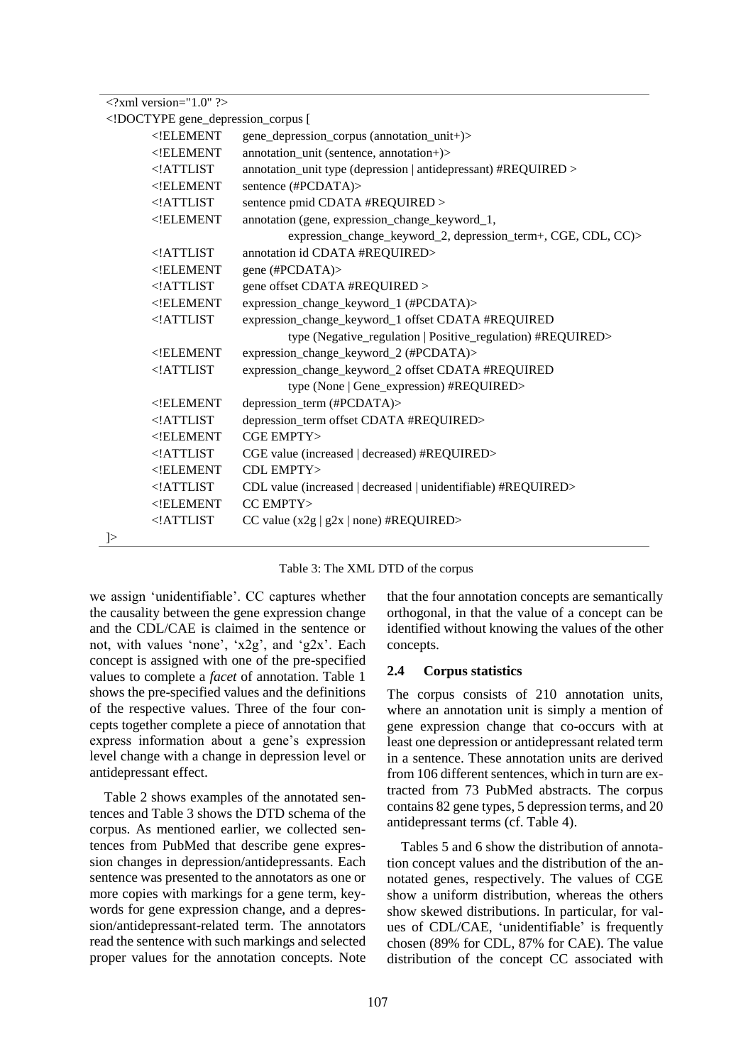```
<?xml version="1.0" ?>
<!DOCTYPE gene_depression_corpus [
	<!ELEMENT	gene_depression_corpus (annotation_unit+)>
	<!ELEMENT	annotation_unit (sentence, annotation+)>
	<!ATTLIST	annotation_unit type (depression | antidepressant) #REQUIRED >
	<!ELEMENT	sentence (#PCDATA)>
	<!ATTLIST	sentence pmid CDATA #REQUIRED >
	<!ELEMENT	annotation (gene, expression_change_keyword_1,
				expression_change_keyword_2, depression_term+, CGE, CDL, CC)>
	<!ATTLIST	annotation id CDATA #REQUIRED>
	<!ELEMENT	gene (#PCDATA)>
	<!ATTLIST	gene offset CDATA #REQUIRED >
	<!ELEMENT	expression_change_keyword_1 (#PCDATA)>
	<!ATTLIST	expression_change_keyword_1 offset CDATA #REQUIRED
				type (Negative_regulation | Positive_regulation) #REQUIRED>
	<!ELEMENT	expression_change_keyword_2 (#PCDATA)>
	<!ATTLIST	expression_change_keyword_2 offset CDATA #REQUIRED
				type (None | Gene_expression) #REQUIRED>
	<!ELEMENT	depression_term (#PCDATA)>
	<!ATTLIST	depression_term offset CDATA #REQUIRED>
	<!ELEMENT	CGE EMPTY>
	<!ATTLIST	CGE value (increased | decreased) #REQUIRED>
	<!ELEMENT	CDL EMPTY>
	<!ATTLIST	CDL value (increased | decreased | unidentifiable) #REQUIRED>
	<!ELEMENT	CC EMPTY>
	<!ATTLIST	CC value (x2g | g2x | none) #REQUIRED>
]>
```

Table 3: The XML DTD of the corpus

we assign 'unidentifiable'. CC captures whether the causality between the gene expression change and the CDL/CAE is claimed in the sentence or not, with values 'none', 'x2g', and 'g2x'. Each concept is assigned with one of the pre-specified values to complete a *facet* of annotation. Table 1 shows the pre-specified values and the definitions of the respective values. Three of the four concepts together complete a piece of annotation that express information about a gene's expression level change with a change in depression level or antidepressant effect.

Table 2 shows examples of the annotated sentences and Table 3 shows the DTD schema of the corpus. As mentioned earlier, we collected sentences from PubMed that describe gene expression changes in depression/antidepressants. Each sentence was presented to the annotators as one or more copies with markings for a gene term, keywords for gene expression change, and a depression/antidepressant-related term. The annotators read the sentence with such markings and selected proper values for the annotation concepts. Note that the four annotation concepts are semantically orthogonal, in that the value of a concept can be identified without knowing the values of the other concepts.

### 2.4 Corpus statistics

The corpus consists of 210 annotation units, where an annotation unit is simply a mention of gene expression change that co-occurs with at least one depression or antidepressant related term in a sentence. These annotation units are derived from 106 different sentences, which in turn are extracted from 73 PubMed abstracts. The corpus contains 82 gene types, 5 depression terms, and 20 antidepressant terms (cf. Table 4).

Tables 5 and 6 show the distribution of annotation concept values and the distribution of the annotated genes, respectively. The values of CGE show a uniform distribution, whereas the others show skewed distributions. In particular, for values of CDL/CAE, 'unidentifiable' is frequently chosen (89% for CDL, 87% for CAE). The value distribution of the concept CC associated with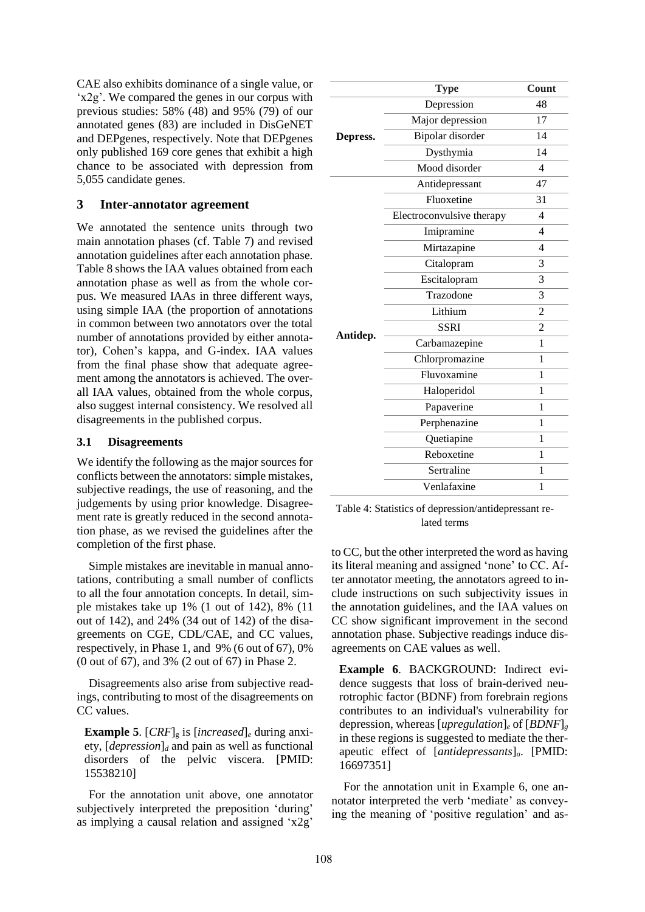CAE also exhibits dominance of a single value, or 'x2g'. We compared the genes in our corpus with previous studies: 58% (48) and 95% (79) of our annotated genes (83) are included in DisGeNET and DEPgenes, respectively. Note that DEPgenes only published 169 core genes that exhibit a high chance to be associated with depression from 5,055 candidate genes.

## 3 Inter-annotator agreement

We annotated the sentence units through two main annotation phases (cf. Table 7) and revised annotation guidelines after each annotation phase. Table 8 shows the IAA values obtained from each annotation phase as well as from the whole corpus. We measured IAAs in three different ways, using simple IAA (the proportion of annotations in common between two annotators over the total number of annotations provided by either annotator), Cohen's kappa, and G-index. IAA values from the final phase show that adequate agreement among the annotators is achieved. The overall IAA values, obtained from the whole corpus, also suggest internal consistency. We resolved all disagreements in the published corpus.

### 3.1 Disagreements

We identify the following as the major sources for conflicts between the annotators: simple mistakes, subjective readings, the use of reasoning, and the judgements by using prior knowledge. Disagreement rate is greatly reduced in the second annotation phase, as we revised the guidelines after the completion of the first phase.

Simple mistakes are inevitable in manual annotations, contributing a small number of conflicts to all the four annotation concepts. In detail, simple mistakes take up 1% (1 out of 142), 8% (11 out of 142), and 24% (34 out of 142) of the disagreements on CGE, CDL/CAE, and CC values, respectively, in Phase 1, and 9% (6 out of 67), 0% (0 out of 67), and 3% (2 out of 67) in Phase 2.

Disagreements also arise from subjective readings, contributing to most of the disagreements on CC values.

**Example 5**. [*CRF*]$_g$ is [*increased*]$_e$ during anxiety, [*depression*]$_d$ and pain as well as functional disorders of the pelvic viscera. [PMID: 15538210]

For the annotation unit above, one annotator subjectively interpreted the preposition 'during' as implying a causal relation and assigned 'x2g' to CC, but the other interpreted the word as having its literal meaning and assigned 'none' to CC. After annotator meeting, the annotators agreed to include instructions on such subjectivity issues in the annotation guidelines, and the IAA values on CC show significant improvement in the second annotation phase. Subjective readings induce disagreements on CAE values as well.

|  | Type | Count |
|---|---|---|
| Depress. | Depression | 48 |
|  | Major depression | 17 |
|  | Bipolar disorder | 14 |
|  | Dysthymia | 14 |
|  | Mood disorder | 4 |
| Antidep. | Antidepressant | 47 |
|  | Fluoxetine | 31 |
|  | Electroconvulsive therapy | 4 |
|  | Imipramine | 4 |
|  | Mirtazapine | 4 |
|  | Citalopram | 3 |
|  | Escitalopram | 3 |
|  | Trazodone | 3 |
|  | Lithium | 2 |
|  | SSRI | 2 |
|  | Carbamazepine | 1 |
|  | Chlorpromazine | 1 |
|  | Fluvoxamine | 1 |
|  | Haloperidol | 1 |
|  | Papaverine | 1 |
|  | Perphenazine | 1 |
|  | Quetiapine | 1 |
|  | Reboxetine | 1 |
|  | Sertraline | 1 |
|  | Venlafaxine | 1 |

Table 4: Statistics of depression/antidepressant related terms

**Example 6**. BACKGROUND: Indirect evidence suggests that loss of brain-derived neurotrophic factor (BDNF) from forebrain regions contributes to an individual's vulnerability for depression, whereas [*upregulation*]$_e$ of [*BDNF*]$_g$ in these regions is suggested to mediate the therapeutic effect of [*antidepressants*]$_a$. [PMID: 16697351]

For the annotation unit in Example 6, one annotator interpreted the verb 'mediate' as conveying the meaning of 'positive regulation' and as-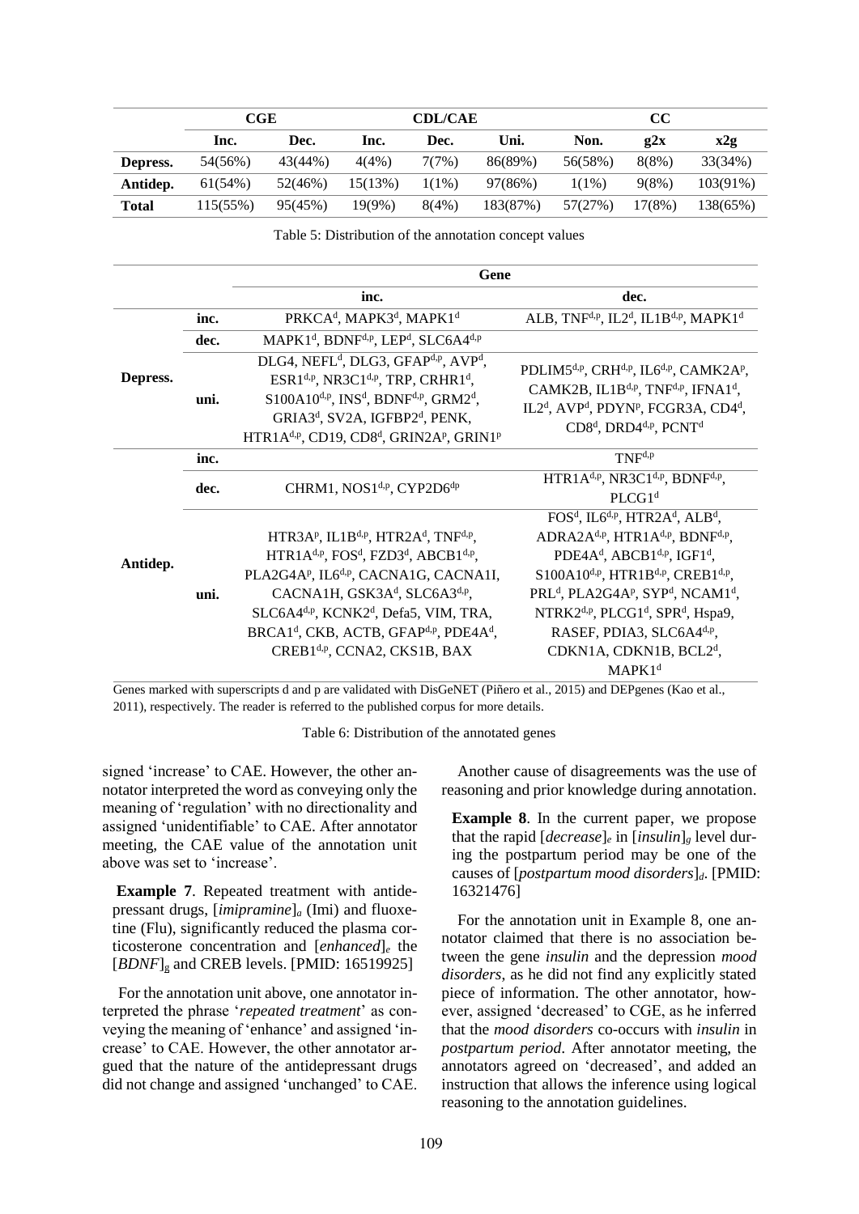| | CGE | | CDL/CAE | | | CC | | |
|---|---|---|---|---|---|---|---|---|
| | Inc. | Dec. | Inc. | Dec. | Uni. | Non. | g2x | x2g |
| **Depress.** | 54(56%) | 43(44%) | 4(4%) | 7(7%) | 86(89%) | 56(58%) | 8(8%) | 33(34%) |
| **Antidep.** | 61(54%) | 52(46%) | 15(13%) | 1(1%) | 97(86%) | 1(1%) | 9(8%) | 103(91%) |
| **Total** | 115(55%) | 95(45%) | 19(9%) | 8(4%) | 183(87%) | 57(27%) | 17(8%) | 138(65%) |

Table 5: Distribution of the annotation concept values

| | | Gene | |
|---|---|---|---|
| | | inc. | dec. |
| **Depress.** | **inc.** | PRKCA[d], MAPK3[d], MAPK1[d] | ALB, TNF[d,p], IL2[d], IL1B[d,p], MAPK1[d] |
| | **dec.** | MAPK1[d], BDNF[d,p], LEP[d], SLC6A4[d,p] | |
| | **uni.** | DLG4, NEFL[d], DLG3, GFAP[d,p], AVP[d], ESR1[d,p], NR3C1[d,p], TRP, CRHR1[d], S100A10[d,p], INS[d], BDNF[d,p], GRM2[d], GRIA3[d], SV2A, IGFBP2[d], PENK, HTR1A[d,p], CD19, CD8[d], GRIN2A[p], GRIN1[p] | PDLIM5[d,p], CRH[d,p], IL6[d,p], CAMK2A[p], CAMK2B, IL1B[d,p], TNF[d,p], IFNA1[d], IL2[d], AVP[d], PDYN[p], FCGR3A, CD4[d], CD8[d], DRD4[d,p], PCNT[d] |
| **Antidep.** | **inc.** | | TNF[d,p] |
| | **dec.** | CHRM1, NOS1[d,p], CYP2D6[dp] | HTR1A[d,p], NR3C1[d,p], BDNF[d,p], PLCG1[d] |
| | **uni.** | HTR3A[p], IL1B[d,p], HTR2A[d], TNF[d,p], HTR1A[d,p], FOS[d], FZD3[d], ABCB1[d,p], PLA2G4A[p], IL6[d,p], CACNA1G, CACNA1I, CACNA1H, GSK3A[d], SLC6A3[d,p], SLC6A4[d,p], KCNK2[d], Defa5, VIM, TRA, BRCA1[d], CKB, ACTB, GFAP[d,p], PDE4A[d], CREB1[d,p], CCNA2, CKS1B, BAX | FOS[d], IL6[d,p], HTR2A[d], ALB[d], ADRA2A[d,p], HTR1A[d,p], BDNF[d,p], PDE4A[d], ABCB1[d,p], IGF1[d], S100A10[d,p], HTR1B[d,p], CREB1[d,p], PRL[d], PLA2G4A[p], SYP[d], NCAM1[d], NTRK2[d,p], PLCG1[d], SPR[d], Hspa9, RASEF, PDIA3, SLC6A4[d,p], CDKN1A, CDKN1B, BCL2[d], MAPK1[d] |

Genes marked with superscripts d and p are validated with DisGeNET (Piñero et al., 2015) and DEPgenes (Kao et al., 2011), respectively. The reader is referred to the published corpus for more details.

Table 6: Distribution of the annotated genes

signed 'increase' to CAE. However, the other annotator interpreted the word as conveying only the meaning of 'regulation' with no directionality and assigned 'unidentifiable' to CAE. After annotator meeting, the CAE value of the annotation unit above was set to 'increase'.

**Example 7**. Repeated treatment with antidepressant drugs, [*imipramine*]$_a$ (Imi) and fluoxetine (Flu), significantly reduced the plasma corticosterone concentration and [*enhanced*]$_e$ the [*BDNF*]$_g$ and CREB levels. [PMID: 16519925]

For the annotation unit above, one annotator interpreted the phrase '*repeated treatment*' as conveying the meaning of 'enhance' and assigned 'increase' to CAE. However, the other annotator argued that the nature of the antidepressant drugs did not change and assigned 'unchanged' to CAE.

Another cause of disagreements was the use of reasoning and prior knowledge during annotation.

**Example 8**. In the current paper, we propose that the rapid [*decrease*]$_e$ in [*insulin*]$_g$ level during the postpartum period may be one of the causes of [*postpartum mood disorders*]$_d$. [PMID: 16321476]

For the annotation unit in Example 8, one annotator claimed that there is no association between the gene *insulin* and the depression *mood disorders*, as he did not find any explicitly stated piece of information. The other annotator, however, assigned 'decreased' to CGE, as he inferred that the *mood disorders* co-occurs with *insulin* in *postpartum period*. After annotator meeting, the annotators agreed on 'decreased', and added an instruction that allows the inference using logical reasoning to the annotation guidelines.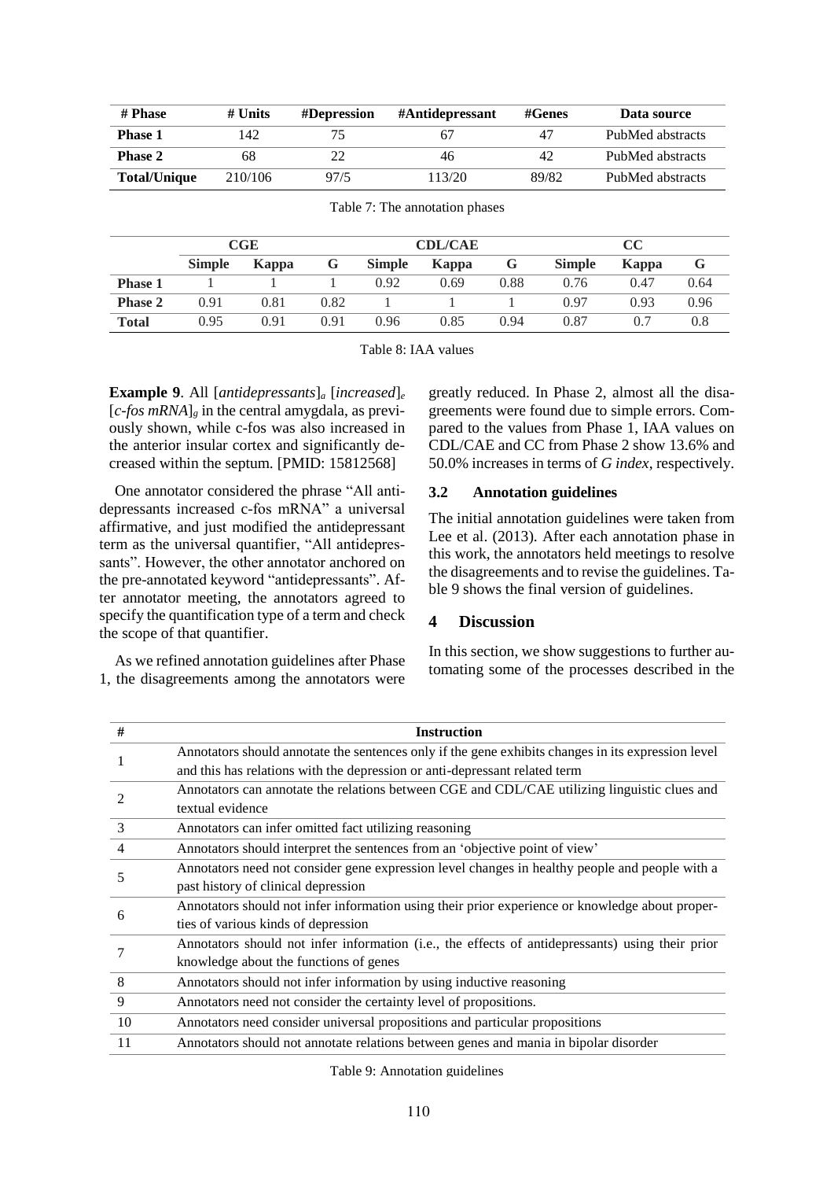| # Phase | # Units | #Depression | #Antidepressant | #Genes | Data source |
|---|---|---|---|---|---|
| **Phase 1** | 142 | 75 | 67 | 47 | PubMed abstracts |
| **Phase 2** | 68 | 22 | 46 | 42 | PubMed abstracts |
| **Total/Unique** | 210/106 | 97/5 | 113/20 | 89/82 | PubMed abstracts |

Table 7: The annotation phases

| | CGE | | | CDL/CAE | | | CC | | |
|---|---|---|---|---|---|---|---|---|---|
| | **Simple** | **Kappa** | **G** | **Simple** | **Kappa** | **G** | **Simple** | **Kappa** | **G** |
| **Phase 1** | 1 | 1 | 1 | 0.92 | 0.69 | 0.88 | 0.76 | 0.47 | 0.64 |
| **Phase 2** | 0.91 | 0.81 | 0.82 | 1 | 1 | 1 | 0.97 | 0.93 | 0.96 |
| **Total** | 0.95 | 0.91 | 0.91 | 0.96 | 0.85 | 0.94 | 0.87 | 0.7 | 0.8 |

Table 8: IAA values

**Example 9**. All [*antidepressants*]$_a$ [*increased*]$_e$ [*c-fos mRNA*]$_g$ in the central amygdala, as previously shown, while c-fos was also increased in the anterior insular cortex and significantly decreased within the septum. [PMID: 15812568]

One annotator considered the phrase "All antidepressants increased c-fos mRNA" a universal affirmative, and just modified the antidepressant term as the universal quantifier, "All antidepressants". However, the other annotator anchored on the pre-annotated keyword "antidepressants". After annotator meeting, the annotators agreed to specify the quantification type of a term and check the scope of that quantifier.

As we refined annotation guidelines after Phase 1, the disagreements among the annotators were greatly reduced. In Phase 2, almost all the disagreements were found due to simple errors. Compared to the values from Phase 1, IAA values on CDL/CAE and CC from Phase 2 show 13.6% and 50.0% increases in terms of *G index*, respectively.

### 3.2 Annotation guidelines

The initial annotation guidelines were taken from Lee et al. (2013). After each annotation phase in this work, the annotators held meetings to resolve the disagreements and to revise the guidelines. Table 9 shows the final version of guidelines.

## 4 Discussion

In this section, we show suggestions to further automating some of the processes described in the

| # | Instruction |
|---|---|
| 1 | Annotators should annotate the sentences only if the gene exhibits changes in its expression level and this has relations with the depression or anti-depressant related term |
| 2 | Annotators can annotate the relations between CGE and CDL/CAE utilizing linguistic clues and textual evidence |
| 3 | Annotators can infer omitted fact utilizing reasoning |
| 4 | Annotators should interpret the sentences from an 'objective point of view' |
| 5 | Annotators need not consider gene expression level changes in healthy people and people with a past history of clinical depression |
| 6 | Annotators should not infer information using their prior experience or knowledge about properties of various kinds of depression |
| 7 | Annotators should not infer information (i.e., the effects of antidepressants) using their prior knowledge about the functions of genes |
| 8 | Annotators should not infer information by using inductive reasoning |
| 9 | Annotators need not consider the certainty level of propositions. |
| 10 | Annotators need consider universal propositions and particular propositions |
| 11 | Annotators should not annotate relations between genes and mania in bipolar disorder |

Table 9: Annotation guidelines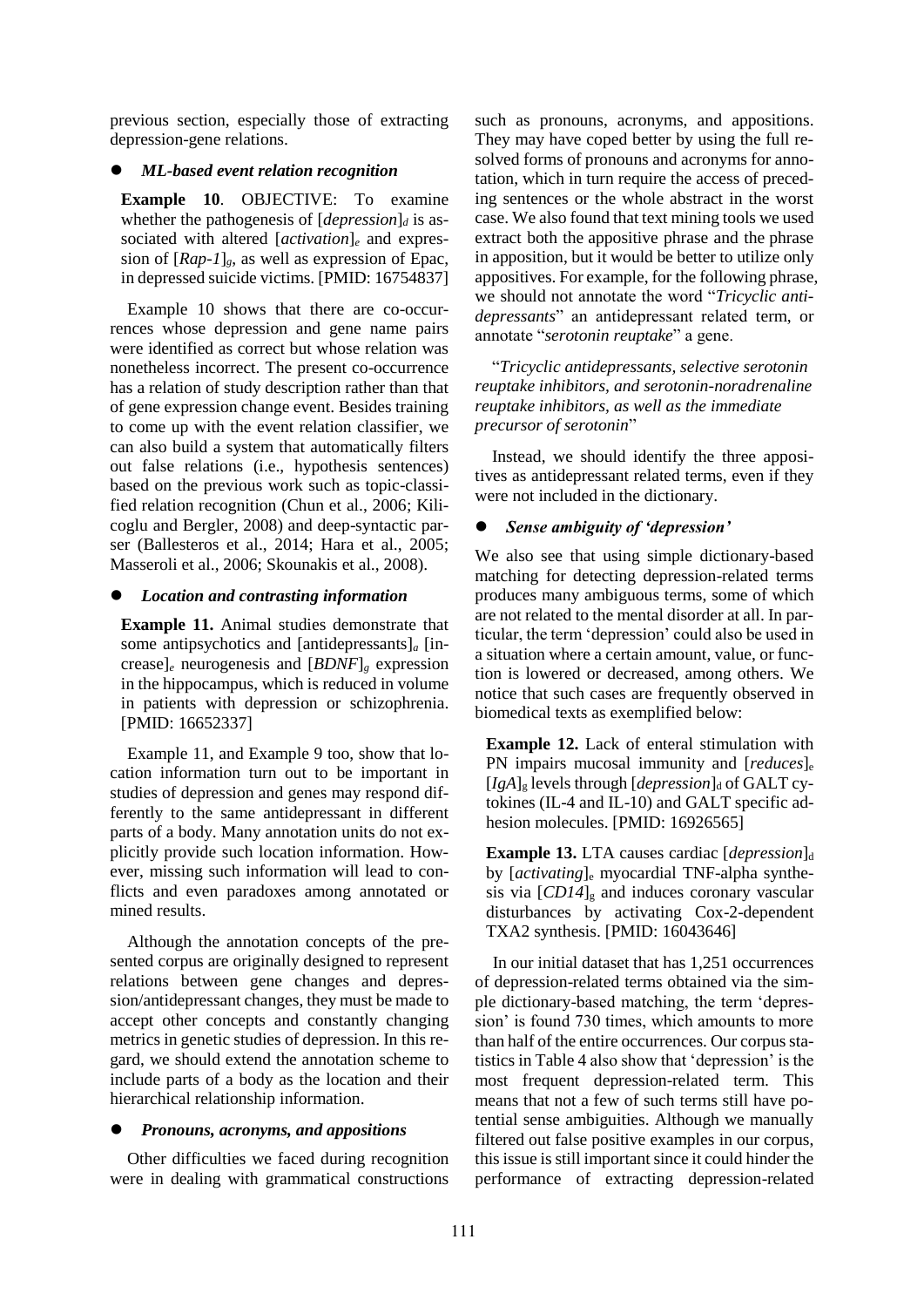previous section, especially those of extracting depression-gene relations.

- ***ML-based event relation recognition***

**Example 10**. OBJECTIVE: To examine whether the pathogenesis of [*depression*]$_d$ is associated with altered [*activation*]$_e$ and expression of [*Rap-1*]$_g$, as well as expression of Epac, in depressed suicide victims. [PMID: 16754837]

Example 10 shows that there are co-occurrences whose depression and gene name pairs were identified as correct but whose relation was nonetheless incorrect. The present co-occurrence has a relation of study description rather than that of gene expression change event. Besides training to come up with the event relation classifier, we can also build a system that automatically filters out false relations (i.e., hypothesis sentences) based on the previous work such as topic-classified relation recognition (Chun et al., 2006; Kilicoglu and Bergler, 2008) and deep-syntactic parser (Ballesteros et al., 2014; Hara et al., 2005; Masseroli et al., 2006; Skounakis et al., 2008).

- ***Location and contrasting information***

**Example 11.** Animal studies demonstrate that some antipsychotics and [antidepressants]$_a$ [increase]$_e$ neurogenesis and [*BDNF*]$_g$ expression in the hippocampus, which is reduced in volume in patients with depression or schizophrenia. [PMID: 16652337]

Example 11, and Example 9 too, show that location information turn out to be important in studies of depression and genes may respond differently to the same antidepressant in different parts of a body. Many annotation units do not explicitly provide such location information. However, missing such information will lead to conflicts and even paradoxes among annotated or mined results.

Although the annotation concepts of the presented corpus are originally designed to represent relations between gene changes and depression/antidepressant changes, they must be made to accept other concepts and constantly changing metrics in genetic studies of depression. In this regard, we should extend the annotation scheme to include parts of a body as the location and their hierarchical relationship information.

- ***Pronouns, acronyms, and appositions***

Other difficulties we faced during recognition were in dealing with grammatical constructions such as pronouns, acronyms, and appositions. They may have coped better by using the full resolved forms of pronouns and acronyms for annotation, which in turn require the access of preceding sentences or the whole abstract in the worst case. We also found that text mining tools we used extract both the appositive phrase and the phrase in apposition, but it would be better to utilize only appositives. For example, for the following phrase, we should not annotate the word "*Tricyclic antidepressants*" an antidepressant related term, or annotate "*serotonin reuptake*" a gene.

"*Tricyclic antidepressants, selective serotonin reuptake inhibitors, and serotonin-noradrenaline reuptake inhibitors, as well as the immediate precursor of serotonin*"

Instead, we should identify the three appositives as antidepressant related terms, even if they were not included in the dictionary.

- ***Sense ambiguity of 'depression'***

We also see that using simple dictionary-based matching for detecting depression-related terms produces many ambiguous terms, some of which are not related to the mental disorder at all. In particular, the term 'depression' could also be used in a situation where a certain amount, value, or function is lowered or decreased, among others. We notice that such cases are frequently observed in biomedical texts as exemplified below:

**Example 12.** Lack of enteral stimulation with PN impairs mucosal immunity and [*reduces*]$_e$ [*IgA*]$_g$ levels through [*depression*]$_d$ of GALT cytokines (IL-4 and IL-10) and GALT specific adhesion molecules. [PMID: 16926565]

**Example 13.** LTA causes cardiac [*depression*]$_d$ by [*activating*]$_e$ myocardial TNF-alpha synthesis via [*CD14*]$_g$ and induces coronary vascular disturbances by activating Cox-2-dependent TXA2 synthesis. [PMID: 16043646]

In our initial dataset that has 1,251 occurrences of depression-related terms obtained via the simple dictionary-based matching, the term 'depression' is found 730 times, which amounts to more than half of the entire occurrences. Our corpus statistics in Table 4 also show that 'depression' is the most frequent depression-related term. This means that not a few of such terms still have potential sense ambiguities. Although we manually filtered out false positive examples in our corpus, this issue is still important since it could hinder the performance of extracting depression-related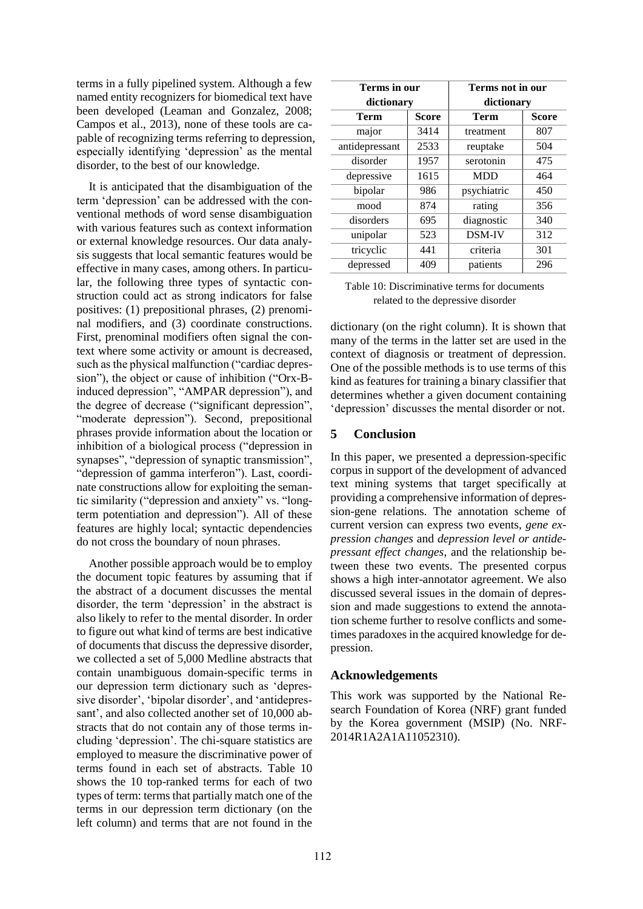terms in a fully pipelined system. Although a few named entity recognizers for biomedical text have been developed (Leaman and Gonzalez, 2008; Campos et al., 2013), none of these tools are capable of recognizing terms referring to depression, especially identifying 'depression' as the mental disorder, to the best of our knowledge.

It is anticipated that the disambiguation of the term 'depression' can be addressed with the conventional methods of word sense disambiguation with various features such as context information or external knowledge resources. Our data analysis suggests that local semantic features would be effective in many cases, among others. In particular, the following three types of syntactic construction could act as strong indicators for false positives: (1) prepositional phrases, (2) prenominal modifiers, and (3) coordinate constructions. First, prenominal modifiers often signal the context where some activity or amount is decreased, such as the physical malfunction ("cardiac depression"), the object or cause of inhibition ("Orx-B-induced depression", "AMPAR depression"), and the degree of decrease ("significant depression", "moderate depression"). Second, prepositional phrases provide information about the location or inhibition of a biological process ("depression in synapses", "depression of synaptic transmission", "depression of gamma interferon"). Last, coordinate constructions allow for exploiting the semantic similarity ("depression and anxiety" vs. "long-term potentiation and depression"). All of these features are highly local; syntactic dependencies do not cross the boundary of noun phrases.

Another possible approach would be to employ the document topic features by assuming that if the abstract of a document discusses the mental disorder, the term 'depression' in the abstract is also likely to refer to the mental disorder. In order to figure out what kind of terms are best indicative of documents that discuss the depressive disorder, we collected a set of 5,000 Medline abstracts that contain unambiguous domain-specific terms in our depression term dictionary such as 'depressive disorder', 'bipolar disorder', and 'antidepressant', and also collected another set of 10,000 abstracts that do not contain any of those terms including 'depression'. The chi-square statistics are employed to measure the discriminative power of terms found in each set of abstracts. Table 10 shows the 10 top-ranked terms for each of two types of term: terms that partially match one of the terms in our depression term dictionary (on the left column) and terms that are not found in the dictionary (on the right column). It is shown that many of the terms in the latter set are used in the context of diagnosis or treatment of depression. One of the possible methods is to use terms of this kind as features for training a binary classifier that determines whether a given document containing 'depression' discusses the mental disorder or not.

| **Terms in our dictionary** | | **Terms not in our dictionary** | |
|---|---|---|---|
| **Term** | **Score** | **Term** | **Score** |
| major | 3414 | treatment | 807 |
| antidepressant | 2533 | reuptake | 504 |
| disorder | 1957 | serotonin | 475 |
| depressive | 1615 | MDD | 464 |
| bipolar | 986 | psychiatric | 450 |
| mood | 874 | rating | 356 |
| disorders | 695 | diagnostic | 340 |
| unipolar | 523 | DSM-IV | 312 |
| tricyclic | 441 | criteria | 301 |
| depressed | 409 | patients | 296 |

Table 10: Discriminative terms for documents related to the depressive disorder

## 5 Conclusion

In this paper, we presented a depression-specific corpus in support of the development of advanced text mining systems that target specifically at providing a comprehensive information of depression-gene relations. The annotation scheme of current version can express two events, *gene expression changes* and *depression level or antidepressant effect changes*, and the relationship between these two events. The presented corpus shows a high inter-annotator agreement. We also discussed several issues in the domain of depression and made suggestions to extend the annotation scheme further to resolve conflicts and sometimes paradoxes in the acquired knowledge for depression.

## Acknowledgements

This work was supported by the National Research Foundation of Korea (NRF) grant funded by the Korea government (MSIP) (No. NRF-2014R1A2A1A11052310).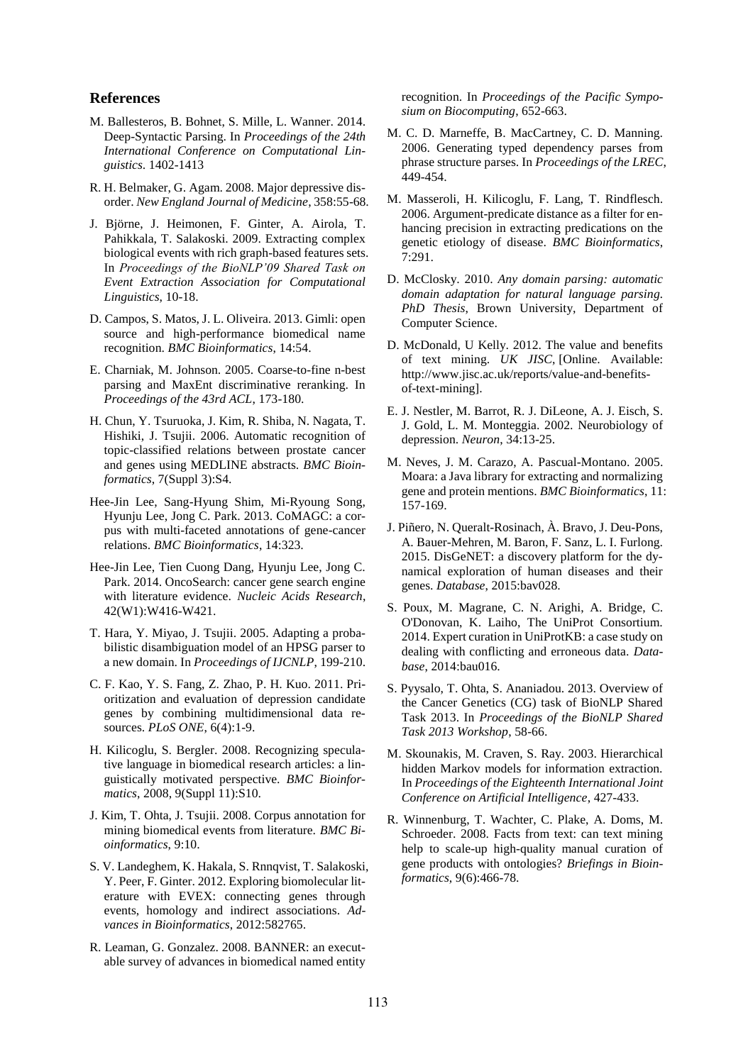## References

M. Ballesteros, B. Bohnet, S. Mille, L. Wanner. 2014. Deep-Syntactic Parsing. In *Proceedings of the 24th International Conference on Computational Linguistics*. 1402-1413

R. H. Belmaker, G. Agam. 2008. Major depressive disorder. *New England Journal of Medicine*, 358:55-68.

J. Björne, J. Heimonen, F. Ginter, A. Airola, T. Pahikkala, T. Salakoski. 2009. Extracting complex biological events with rich graph-based features sets. In *Proceedings of the BioNLP'09 Shared Task on Event Extraction Association for Computational Linguistics*, 10-18.

D. Campos, S. Matos, J. L. Oliveira. 2013. Gimli: open source and high-performance biomedical name recognition. *BMC Bioinformatics*, 14:54.

E. Charniak, M. Johnson. 2005. Coarse-to-fine n-best parsing and MaxEnt discriminative reranking. In *Proceedings of the 43rd ACL*, 173-180.

H. Chun, Y. Tsuruoka, J. Kim, R. Shiba, N. Nagata, T. Hishiki, J. Tsujii. 2006. Automatic recognition of topic-classified relations between prostate cancer and genes using MEDLINE abstracts. *BMC Bioinformatics*, 7(Suppl 3):S4.

Hee-Jin Lee, Sang-Hyung Shim, Mi-Ryoung Song, Hyunju Lee, Jong C. Park. 2013. CoMAGC: a corpus with multi-faceted annotations of gene-cancer relations. *BMC Bioinformatics*, 14:323.

Hee-Jin Lee, Tien Cuong Dang, Hyunju Lee, Jong C. Park. 2014. OncoSearch: cancer gene search engine with literature evidence. *Nucleic Acids Research*, 42(W1):W416-W421.

T. Hara, Y. Miyao, J. Tsujii. 2005. Adapting a probabilistic disambiguation model of an HPSG parser to a new domain. In *Proceedings of IJCNLP*, 199-210.

C. F. Kao, Y. S. Fang, Z. Zhao, P. H. Kuo. 2011. Prioritization and evaluation of depression candidate genes by combining multidimensional data resources. *PLoS ONE*, 6(4):1-9.

H. Kilicoglu, S. Bergler. 2008. Recognizing speculative language in biomedical research articles: a linguistically motivated perspective. *BMC Bioinformatics*, 2008, 9(Suppl 11):S10.

J. Kim, T. Ohta, J. Tsujii. 2008. Corpus annotation for mining biomedical events from literature. *BMC Bioinformatics*, 9:10.

S. V. Landeghem, K. Hakala, S. Rnnqvist, T. Salakoski, Y. Peer, F. Ginter. 2012. Exploring biomolecular literature with EVEX: connecting genes through events, homology and indirect associations. *Advances in Bioinformatics*, 2012:582765.

R. Leaman, G. Gonzalez. 2008. BANNER: an executable survey of advances in biomedical named entity recognition. In *Proceedings of the Pacific Symposium on Biocomputing*, 652-663.

M. C. D. Marneffe, B. MacCartney, C. D. Manning. 2006. Generating typed dependency parses from phrase structure parses. In *Proceedings of the LREC*, 449-454.

M. Masseroli, H. Kilicoglu, F. Lang, T. Rindflesch. 2006. Argument-predicate distance as a filter for enhancing precision in extracting predications on the genetic etiology of disease. *BMC Bioinformatics*, 7:291.

D. McClosky. 2010. *Any domain parsing: automatic domain adaptation for natural language parsing. PhD Thesis*, Brown University, Department of Computer Science.

D. McDonald, U Kelly. 2012. The value and benefits of text mining. *UK JISC*, [Online. Available: http://www.jisc.ac.uk/reports/value-and-benefits-of-text-mining].

E. J. Nestler, M. Barrot, R. J. DiLeone, A. J. Eisch, S. J. Gold, L. M. Monteggia. 2002. Neurobiology of depression. *Neuron*, 34:13-25.

M. Neves, J. M. Carazo, A. Pascual-Montano. 2005. Moara: a Java library for extracting and normalizing gene and protein mentions. *BMC Bioinformatics*, 11: 157-169.

J. Piñero, N. Queralt-Rosinach, À. Bravo, J. Deu-Pons, A. Bauer-Mehren, M. Baron, F. Sanz, L. I. Furlong. 2015. DisGeNET: a discovery platform for the dynamical exploration of human diseases and their genes. *Database*, 2015:bav028.

S. Poux, M. Magrane, C. N. Arighi, A. Bridge, C. O'Donovan, K. Laiho, The UniProt Consortium. 2014. Expert curation in UniProtKB: a case study on dealing with conflicting and erroneous data. *Database*, 2014:bau016.

S. Pyysalo, T. Ohta, S. Ananiadou. 2013. Overview of the Cancer Genetics (CG) task of BioNLP Shared Task 2013. In *Proceedings of the BioNLP Shared Task 2013 Workshop*, 58-66.

M. Skounakis, M. Craven, S. Ray. 2003. Hierarchical hidden Markov models for information extraction. In *Proceedings of the Eighteenth International Joint Conference on Artificial Intelligence*, 427-433.

R. Winnenburg, T. Wachter, C. Plake, A. Doms, M. Schroeder. 2008. Facts from text: can text mining help to scale-up high-quality manual curation of gene products with ontologies? *Briefings in Bioinformatics*, 9(6):466-78.